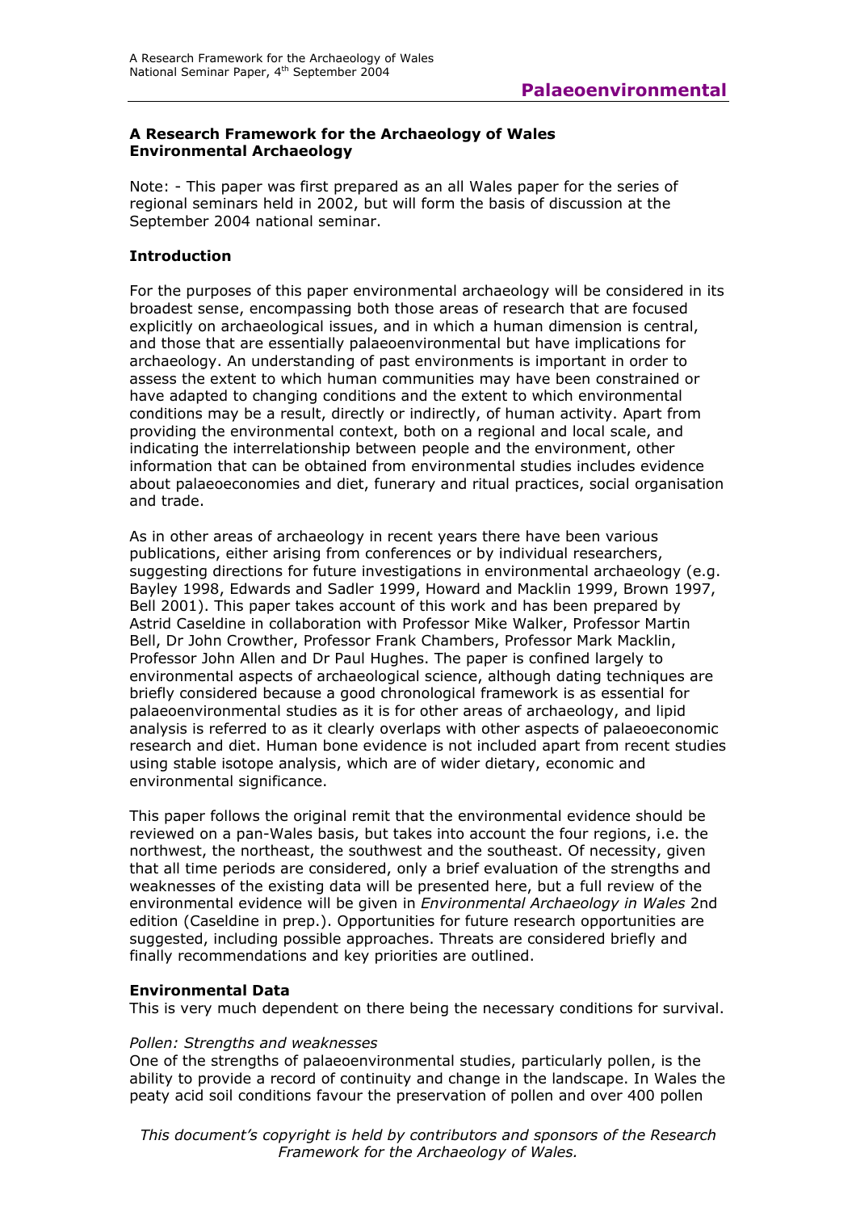# Palaeoenvironmental

**A Research Framework for the Archaeology of Wales**
**Environmental Archaeology**

Note: - This paper was first prepared as an all Wales paper for the series of regional seminars held in 2002, but will form the basis of discussion at the September 2004 national seminar.

## Introduction

For the purposes of this paper environmental archaeology will be considered in its broadest sense, encompassing both those areas of research that are focused explicitly on archaeological issues, and in which a human dimension is central, and those that are essentially palaeoenvironmental but have implications for archaeology. An understanding of past environments is important in order to assess the extent to which human communities may have been constrained or have adapted to changing conditions and the extent to which environmental conditions may be a result, directly or indirectly, of human activity. Apart from providing the environmental context, both on a regional and local scale, and indicating the interrelationship between people and the environment, other information that can be obtained from environmental studies includes evidence about palaeoeconomies and diet, funerary and ritual practices, social organisation and trade.

As in other areas of archaeology in recent years there have been various publications, either arising from conferences or by individual researchers, suggesting directions for future investigations in environmental archaeology (e.g. Bayley 1998, Edwards and Sadler 1999, Howard and Macklin 1999, Brown 1997, Bell 2001). This paper takes account of this work and has been prepared by Astrid Caseldine in collaboration with Professor Mike Walker, Professor Martin Bell, Dr John Crowther, Professor Frank Chambers, Professor Mark Macklin, Professor John Allen and Dr Paul Hughes. The paper is confined largely to environmental aspects of archaeological science, although dating techniques are briefly considered because a good chronological framework is as essential for palaeoenvironmental studies as it is for other areas of archaeology, and lipid analysis is referred to as it clearly overlaps with other aspects of palaeoeconomic research and diet. Human bone evidence is not included apart from recent studies using stable isotope analysis, which are of wider dietary, economic and environmental significance.

This paper follows the original remit that the environmental evidence should be reviewed on a pan-Wales basis, but takes into account the four regions, i.e. the northwest, the northeast, the southwest and the southeast. Of necessity, given that all time periods are considered, only a brief evaluation of the strengths and weaknesses of the existing data will be presented here, but a full review of the environmental evidence will be given in *Environmental Archaeology in Wales* 2nd edition (Caseldine in prep.). Opportunities for future research opportunities are suggested, including possible approaches. Threats are considered briefly and finally recommendations and key priorities are outlined.

## Environmental Data

This is very much dependent on there being the necessary conditions for survival.

### *Pollen: Strengths and weaknesses*

One of the strengths of palaeoenvironmental studies, particularly pollen, is the ability to provide a record of continuity and change in the landscape. In Wales the peaty acid soil conditions favour the preservation of pollen and over 400 pollen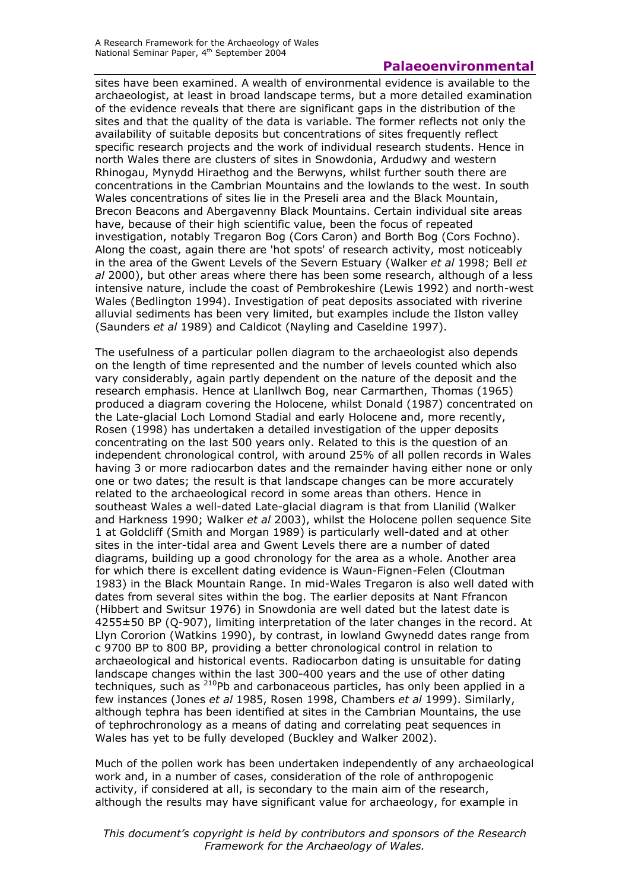sites have been examined. A wealth of environmental evidence is available to the archaeologist, at least in broad landscape terms, but a more detailed examination of the evidence reveals that there are significant gaps in the distribution of the sites and that the quality of the data is variable. The former reflects not only the availability of suitable deposits but concentrations of sites frequently reflect specific research projects and the work of individual research students. Hence in north Wales there are clusters of sites in Snowdonia, Ardudwy and western Rhinogau, Mynydd Hiraethog and the Berwyns, whilst further south there are concentrations in the Cambrian Mountains and the lowlands to the west. In south Wales concentrations of sites lie in the Preseli area and the Black Mountain, Brecon Beacons and Abergavenny Black Mountains. Certain individual site areas have, because of their high scientific value, been the focus of repeated investigation, notably Tregaron Bog (Cors Caron) and Borth Bog (Cors Fochno). Along the coast, again there are 'hot spots' of research activity, most noticeably in the area of the Gwent Levels of the Severn Estuary (Walker *et al* 1998; Bell *et al* 2000), but other areas where there has been some research, although of a less intensive nature, include the coast of Pembrokeshire (Lewis 1992) and north-west Wales (Bedlington 1994). Investigation of peat deposits associated with riverine alluvial sediments has been very limited, but examples include the Ilston valley (Saunders *et al* 1989) and Caldicot (Nayling and Caseldine 1997).

The usefulness of a particular pollen diagram to the archaeologist also depends on the length of time represented and the number of levels counted which also vary considerably, again partly dependent on the nature of the deposit and the research emphasis. Hence at Llanllwch Bog, near Carmarthen, Thomas (1965) produced a diagram covering the Holocene, whilst Donald (1987) concentrated on the Late-glacial Loch Lomond Stadial and early Holocene and, more recently, Rosen (1998) has undertaken a detailed investigation of the upper deposits concentrating on the last 500 years only. Related to this is the question of an independent chronological control, with around 25% of all pollen records in Wales having 3 or more radiocarbon dates and the remainder having either none or only one or two dates; the result is that landscape changes can be more accurately related to the archaeological record in some areas than others. Hence in southeast Wales a well-dated Late-glacial diagram is that from Llanilid (Walker and Harkness 1990; Walker *et al* 2003), whilst the Holocene pollen sequence Site 1 at Goldcliff (Smith and Morgan 1989) is particularly well-dated and at other sites in the inter-tidal area and Gwent Levels there are a number of dated diagrams, building up a good chronology for the area as a whole. Another area for which there is excellent dating evidence is Waun-Fignen-Felen (Cloutman 1983) in the Black Mountain Range. In mid-Wales Tregaron is also well dated with dates from several sites within the bog. The earlier deposits at Nant Ffrancon (Hibbert and Switsur 1976) in Snowdonia are well dated but the latest date is 4255±50 BP (Q-907), limiting interpretation of the later changes in the record. At Llyn Cororion (Watkins 1990), by contrast, in lowland Gwynedd dates range from c 9700 BP to 800 BP, providing a better chronological control in relation to archaeological and historical events. Radiocarbon dating is unsuitable for dating landscape changes within the last 300-400 years and the use of other dating techniques, such as $^{210}$Pb and carbonaceous particles, has only been applied in a few instances (Jones *et al* 1985, Rosen 1998, Chambers *et al* 1999). Similarly, although tephra has been identified at sites in the Cambrian Mountains, the use of tephrochronology as a means of dating and correlating peat sequences in Wales has yet to be fully developed (Buckley and Walker 2002).

Much of the pollen work has been undertaken independently of any archaeological work and, in a number of cases, consideration of the role of anthropogenic activity, if considered at all, is secondary to the main aim of the research, although the results may have significant value for archaeology, for example in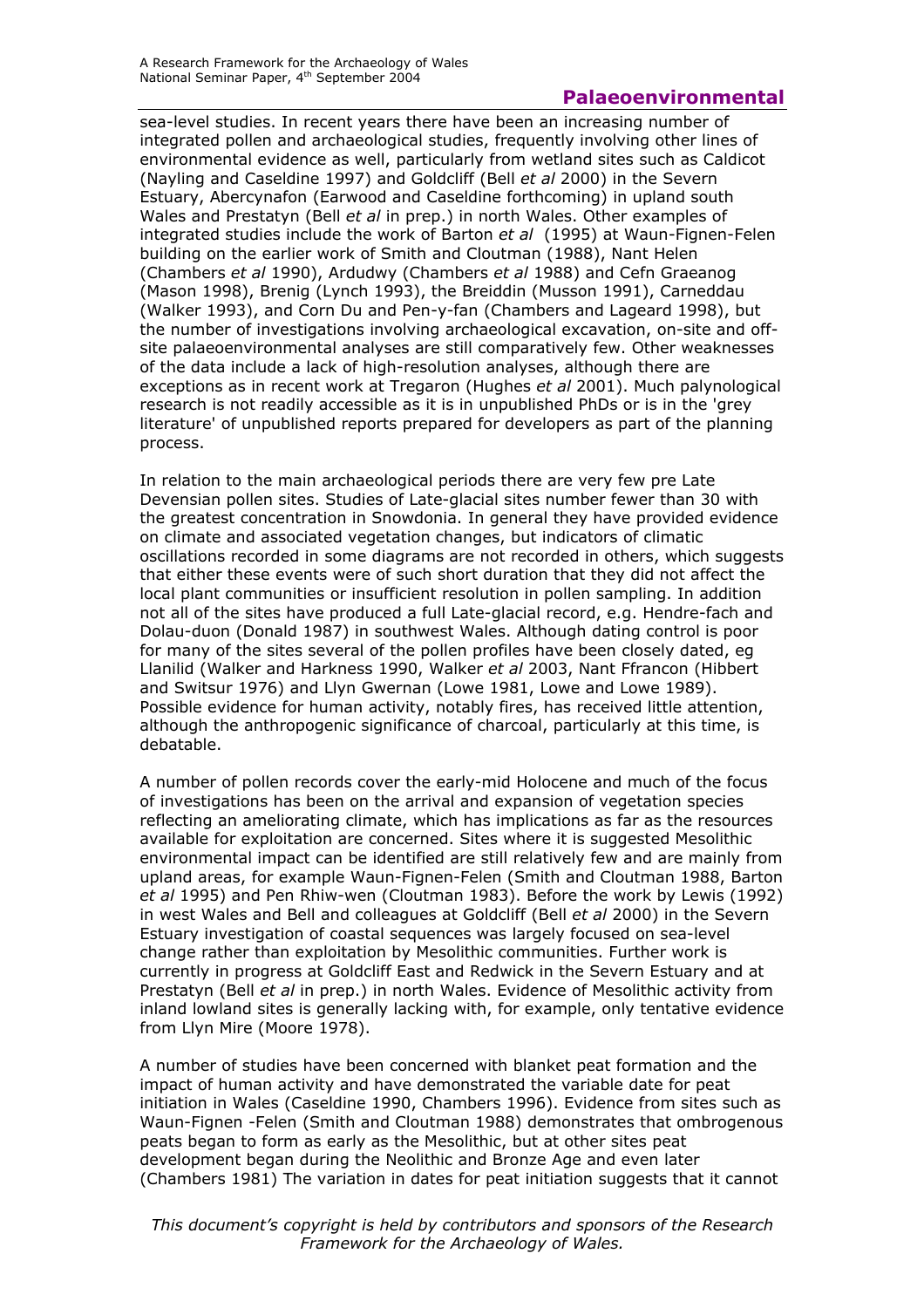sea-level studies. In recent years there have been an increasing number of integrated pollen and archaeological studies, frequently involving other lines of environmental evidence as well, particularly from wetland sites such as Caldicot (Nayling and Caseldine 1997) and Goldcliff (Bell *et al* 2000) in the Severn Estuary, Abercynafon (Earwood and Caseldine forthcoming) in upland south Wales and Prestatyn (Bell *et al* in prep.) in north Wales. Other examples of integrated studies include the work of Barton *et al* (1995) at Waun-Fignen-Felen building on the earlier work of Smith and Cloutman (1988), Nant Helen (Chambers *et al* 1990), Ardudwy (Chambers *et al* 1988) and Cefn Graeanog (Mason 1998), Brenig (Lynch 1993), the Breiddin (Musson 1991), Carneddau (Walker 1993), and Corn Du and Pen-y-fan (Chambers and Lageard 1998), but the number of investigations involving archaeological excavation, on-site and off-site palaeoenvironmental analyses are still comparatively few. Other weaknesses of the data include a lack of high-resolution analyses, although there are exceptions as in recent work at Tregaron (Hughes *et al* 2001). Much palynological research is not readily accessible as it is in unpublished PhDs or is in the 'grey literature' of unpublished reports prepared for developers as part of the planning process.

In relation to the main archaeological periods there are very few pre Late Devensian pollen sites. Studies of Late-glacial sites number fewer than 30 with the greatest concentration in Snowdonia. In general they have provided evidence on climate and associated vegetation changes, but indicators of climatic oscillations recorded in some diagrams are not recorded in others, which suggests that either these events were of such short duration that they did not affect the local plant communities or insufficient resolution in pollen sampling. In addition not all of the sites have produced a full Late-glacial record, e.g. Hendre-fach and Dolau-duon (Donald 1987) in southwest Wales. Although dating control is poor for many of the sites several of the pollen profiles have been closely dated, eg Llanilid (Walker and Harkness 1990, Walker *et al* 2003, Nant Ffrancon (Hibbert and Switsur 1976) and Llyn Gwernan (Lowe 1981, Lowe and Lowe 1989). Possible evidence for human activity, notably fires, has received little attention, although the anthropogenic significance of charcoal, particularly at this time, is debatable.

A number of pollen records cover the early-mid Holocene and much of the focus of investigations has been on the arrival and expansion of vegetation species reflecting an ameliorating climate, which has implications as far as the resources available for exploitation are concerned. Sites where it is suggested Mesolithic environmental impact can be identified are still relatively few and are mainly from upland areas, for example Waun-Fignen-Felen (Smith and Cloutman 1988, Barton *et al* 1995) and Pen Rhiw-wen (Cloutman 1983). Before the work by Lewis (1992) in west Wales and Bell and colleagues at Goldcliff (Bell *et al* 2000) in the Severn Estuary investigation of coastal sequences was largely focused on sea-level change rather than exploitation by Mesolithic communities. Further work is currently in progress at Goldcliff East and Redwick in the Severn Estuary and at Prestatyn (Bell *et al* in prep.) in north Wales. Evidence of Mesolithic activity from inland lowland sites is generally lacking with, for example, only tentative evidence from Llyn Mire (Moore 1978).

A number of studies have been concerned with blanket peat formation and the impact of human activity and have demonstrated the variable date for peat initiation in Wales (Caseldine 1990, Chambers 1996). Evidence from sites such as Waun-Fignen -Felen (Smith and Cloutman 1988) demonstrates that ombrogenous peats began to form as early as the Mesolithic, but at other sites peat development began during the Neolithic and Bronze Age and even later (Chambers 1981) The variation in dates for peat initiation suggests that it cannot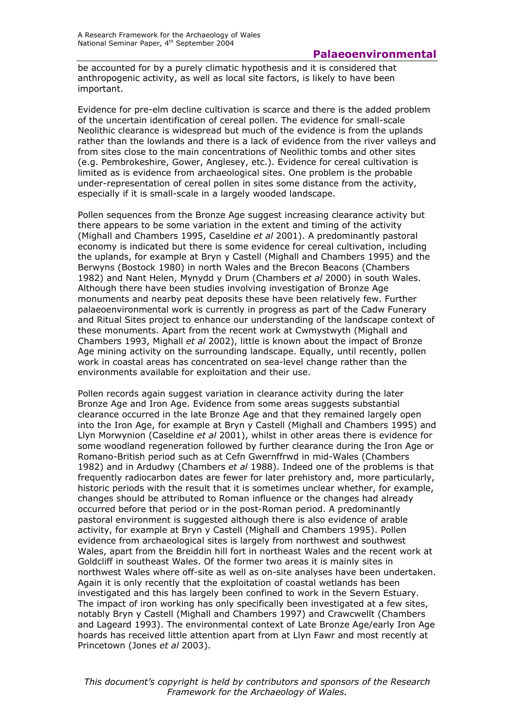be accounted for by a purely climatic hypothesis and it is considered that anthropogenic activity, as well as local site factors, is likely to have been important.

Evidence for pre-elm decline cultivation is scarce and there is the added problem of the uncertain identification of cereal pollen. The evidence for small-scale Neolithic clearance is widespread but much of the evidence is from the uplands rather than the lowlands and there is a lack of evidence from the river valleys and from sites close to the main concentrations of Neolithic tombs and other sites (e.g. Pembrokeshire, Gower, Anglesey, etc.). Evidence for cereal cultivation is limited as is evidence from archaeological sites. One problem is the probable under-representation of cereal pollen in sites some distance from the activity, especially if it is small-scale in a largely wooded landscape.

Pollen sequences from the Bronze Age suggest increasing clearance activity but there appears to be some variation in the extent and timing of the activity (Mighall and Chambers 1995, Caseldine *et al* 2001). A predominantly pastoral economy is indicated but there is some evidence for cereal cultivation, including the uplands, for example at Bryn y Castell (Mighall and Chambers 1995) and the Berwyns (Bostock 1980) in north Wales and the Brecon Beacons (Chambers 1982) and Nant Helen, Mynydd y Drum (Chambers *et al* 2000) in south Wales. Although there have been studies involving investigation of Bronze Age monuments and nearby peat deposits these have been relatively few. Further palaeoenvironmental work is currently in progress as part of the Cadw Funerary and Ritual Sites project to enhance our understanding of the landscape context of these monuments. Apart from the recent work at Cwmystwyth (Mighall and Chambers 1993, Mighall *et al* 2002), little is known about the impact of Bronze Age mining activity on the surrounding landscape. Equally, until recently, pollen work in coastal areas has concentrated on sea-level change rather than the environments available for exploitation and their use.

Pollen records again suggest variation in clearance activity during the later Bronze Age and Iron Age. Evidence from some areas suggests substantial clearance occurred in the late Bronze Age and that they remained largely open into the Iron Age, for example at Bryn y Castell (Mighall and Chambers 1995) and Llyn Morwynion (Caseldine *et al* 2001), whilst in other areas there is evidence for some woodland regeneration followed by further clearance during the Iron Age or Romano-British period such as at Cefn Gwernffrwd in mid-Wales (Chambers 1982) and in Ardudwy (Chambers *et al* 1988). Indeed one of the problems is that frequently radiocarbon dates are fewer for later prehistory and, more particularly, historic periods with the result that it is sometimes unclear whether, for example, changes should be attributed to Roman influence or the changes had already occurred before that period or in the post-Roman period. A predominantly pastoral environment is suggested although there is also evidence of arable activity, for example at Bryn y Castell (Mighall and Chambers 1995). Pollen evidence from archaeological sites is largely from northwest and southwest Wales, apart from the Breiddin hill fort in northeast Wales and the recent work at Goldcliff in southeast Wales. Of the former two areas it is mainly sites in northwest Wales where off-site as well as on-site analyses have been undertaken. Again it is only recently that the exploitation of coastal wetlands has been investigated and this has largely been confined to work in the Severn Estuary. The impact of iron working has only specifically been investigated at a few sites, notably Bryn y Castell (Mighall and Chambers 1997) and Crawcwellt (Chambers and Lageard 1993). The environmental context of Late Bronze Age/early Iron Age hoards has received little attention apart from at Llyn Fawr and most recently at Princetown (Jones *et al* 2003).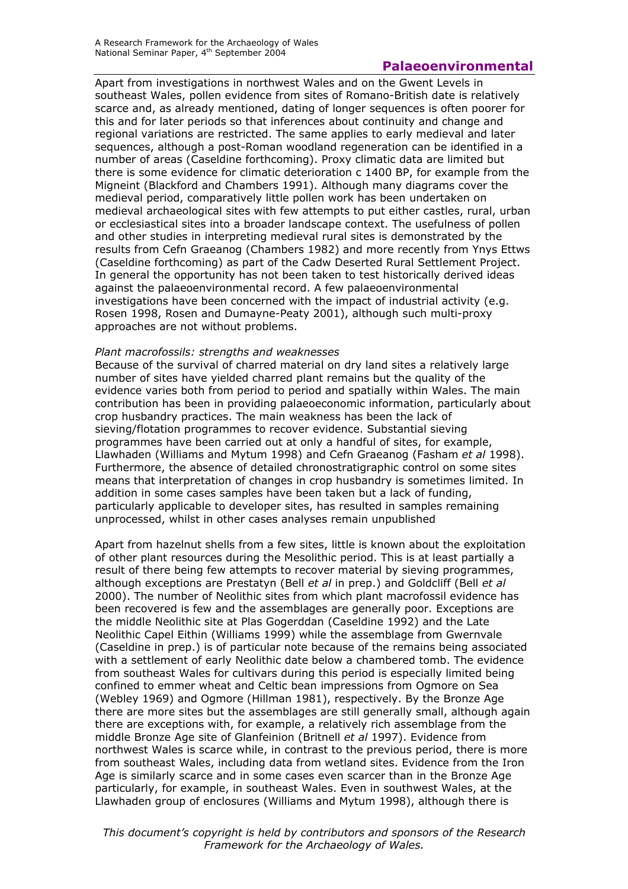Apart from investigations in northwest Wales and on the Gwent Levels in southeast Wales, pollen evidence from sites of Romano-British date is relatively scarce and, as already mentioned, dating of longer sequences is often poorer for this and for later periods so that inferences about continuity and change and regional variations are restricted. The same applies to early medieval and later sequences, although a post-Roman woodland regeneration can be identified in a number of areas (Caseldine forthcoming). Proxy climatic data are limited but there is some evidence for climatic deterioration c 1400 BP, for example from the Migneint (Blackford and Chambers 1991). Although many diagrams cover the medieval period, comparatively little pollen work has been undertaken on medieval archaeological sites with few attempts to put either castles, rural, urban or ecclesiastical sites into a broader landscape context. The usefulness of pollen and other studies in interpreting medieval rural sites is demonstrated by the results from Cefn Graeanog (Chambers 1982) and more recently from Ynys Ettws (Caseldine forthcoming) as part of the Cadw Deserted Rural Settlement Project. In general the opportunity has not been taken to test historically derived ideas against the palaeoenvironmental record. A few palaeoenvironmental investigations have been concerned with the impact of industrial activity (e.g. Rosen 1998, Rosen and Dumayne-Peaty 2001), although such multi-proxy approaches are not without problems.

*Plant macrofossils: strengths and weaknesses*

Because of the survival of charred material on dry land sites a relatively large number of sites have yielded charred plant remains but the quality of the evidence varies both from period to period and spatially within Wales. The main contribution has been in providing palaeoeconomic information, particularly about crop husbandry practices. The main weakness has been the lack of sieving/flotation programmes to recover evidence. Substantial sieving programmes have been carried out at only a handful of sites, for example, Llawhaden (Williams and Mytum 1998) and Cefn Graeanog (Fasham *et al* 1998). Furthermore, the absence of detailed chronostratigraphic control on some sites means that interpretation of changes in crop husbandry is sometimes limited. In addition in some cases samples have been taken but a lack of funding, particularly applicable to developer sites, has resulted in samples remaining unprocessed, whilst in other cases analyses remain unpublished

Apart from hazelnut shells from a few sites, little is known about the exploitation of other plant resources during the Mesolithic period. This is at least partially a result of there being few attempts to recover material by sieving programmes, although exceptions are Prestatyn (Bell *et al* in prep.) and Goldcliff (Bell *et al* 2000). The number of Neolithic sites from which plant macrofossil evidence has been recovered is few and the assemblages are generally poor. Exceptions are the middle Neolithic site at Plas Gogerddan (Caseldine 1992) and the Late Neolithic Capel Eithin (Williams 1999) while the assemblage from Gwernvale (Caseldine in prep.) is of particular note because of the remains being associated with a settlement of early Neolithic date below a chambered tomb. The evidence from southeast Wales for cultivars during this period is especially limited being confined to emmer wheat and Celtic bean impressions from Ogmore on Sea (Webley 1969) and Ogmore (Hillman 1981), respectively. By the Bronze Age there are more sites but the assemblages are still generally small, although again there are exceptions with, for example, a relatively rich assemblage from the middle Bronze Age site of Glanfeinion (Britnell *et al* 1997). Evidence from northwest Wales is scarce while, in contrast to the previous period, there is more from southeast Wales, including data from wetland sites. Evidence from the Iron Age is similarly scarce and in some cases even scarcer than in the Bronze Age particularly, for example, in southeast Wales. Even in southwest Wales, at the Llawhaden group of enclosures (Williams and Mytum 1998), although there is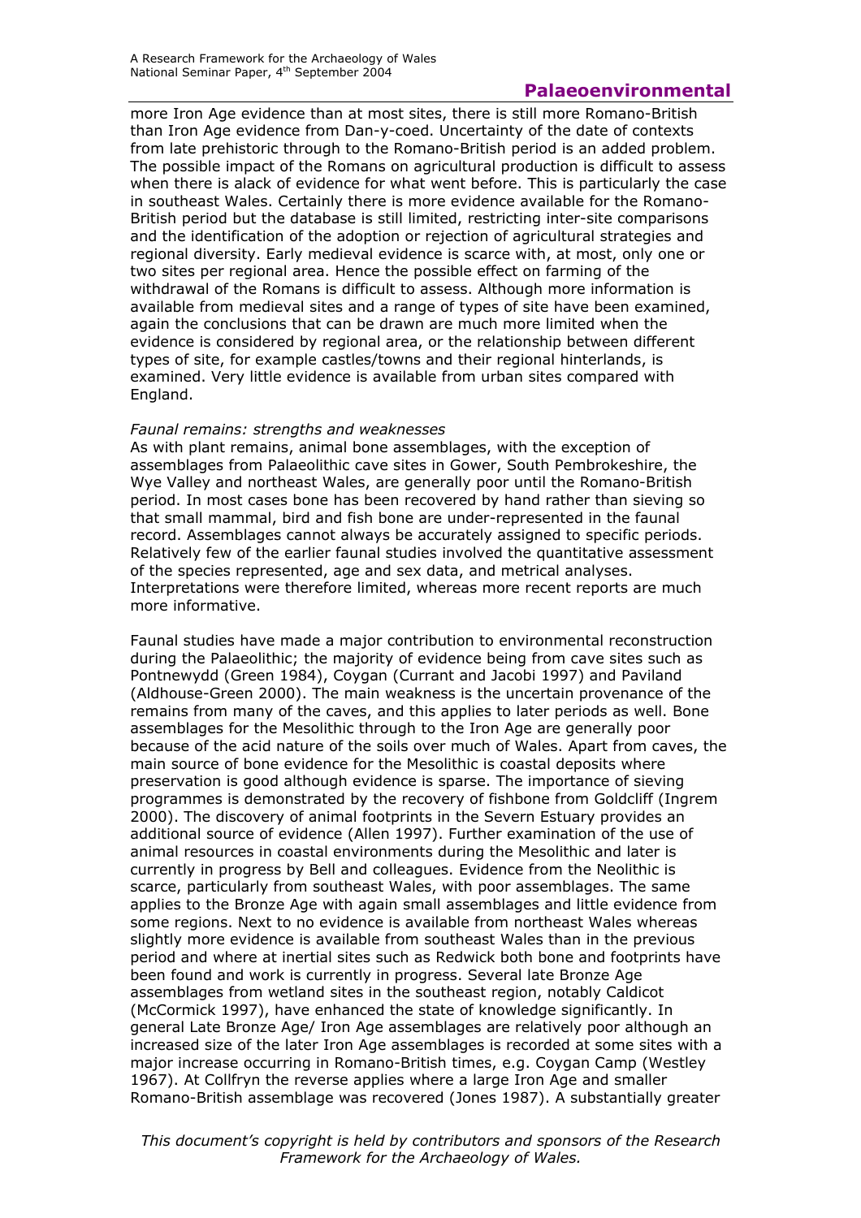more Iron Age evidence than at most sites, there is still more Romano-British than Iron Age evidence from Dan-y-coed. Uncertainty of the date of contexts from late prehistoric through to the Romano-British period is an added problem. The possible impact of the Romans on agricultural production is difficult to assess when there is alack of evidence for what went before. This is particularly the case in southeast Wales. Certainly there is more evidence available for the Romano-British period but the database is still limited, restricting inter-site comparisons and the identification of the adoption or rejection of agricultural strategies and regional diversity. Early medieval evidence is scarce with, at most, only one or two sites per regional area. Hence the possible effect on farming of the withdrawal of the Romans is difficult to assess. Although more information is available from medieval sites and a range of types of site have been examined, again the conclusions that can be drawn are much more limited when the evidence is considered by regional area, or the relationship between different types of site, for example castles/towns and their regional hinterlands, is examined. Very little evidence is available from urban sites compared with England.

*Faunal remains: strengths and weaknesses*

As with plant remains, animal bone assemblages, with the exception of assemblages from Palaeolithic cave sites in Gower, South Pembrokeshire, the Wye Valley and northeast Wales, are generally poor until the Romano-British period. In most cases bone has been recovered by hand rather than sieving so that small mammal, bird and fish bone are under-represented in the faunal record. Assemblages cannot always be accurately assigned to specific periods. Relatively few of the earlier faunal studies involved the quantitative assessment of the species represented, age and sex data, and metrical analyses. Interpretations were therefore limited, whereas more recent reports are much more informative.

Faunal studies have made a major contribution to environmental reconstruction during the Palaeolithic; the majority of evidence being from cave sites such as Pontnewydd (Green 1984), Coygan (Currant and Jacobi 1997) and Paviland (Aldhouse-Green 2000). The main weakness is the uncertain provenance of the remains from many of the caves, and this applies to later periods as well. Bone assemblages for the Mesolithic through to the Iron Age are generally poor because of the acid nature of the soils over much of Wales. Apart from caves, the main source of bone evidence for the Mesolithic is coastal deposits where preservation is good although evidence is sparse. The importance of sieving programmes is demonstrated by the recovery of fishbone from Goldcliff (Ingrem 2000). The discovery of animal footprints in the Severn Estuary provides an additional source of evidence (Allen 1997). Further examination of the use of animal resources in coastal environments during the Mesolithic and later is currently in progress by Bell and colleagues. Evidence from the Neolithic is scarce, particularly from southeast Wales, with poor assemblages. The same applies to the Bronze Age with again small assemblages and little evidence from some regions. Next to no evidence is available from northeast Wales whereas slightly more evidence is available from southeast Wales than in the previous period and where at inertial sites such as Redwick both bone and footprints have been found and work is currently in progress. Several late Bronze Age assemblages from wetland sites in the southeast region, notably Caldicot (McCormick 1997), have enhanced the state of knowledge significantly. In general Late Bronze Age/ Iron Age assemblages are relatively poor although an increased size of the later Iron Age assemblages is recorded at some sites with a major increase occurring in Romano-British times, e.g. Coygan Camp (Westley 1967). At Collfryn the reverse applies where a large Iron Age and smaller Romano-British assemblage was recovered (Jones 1987). A substantially greater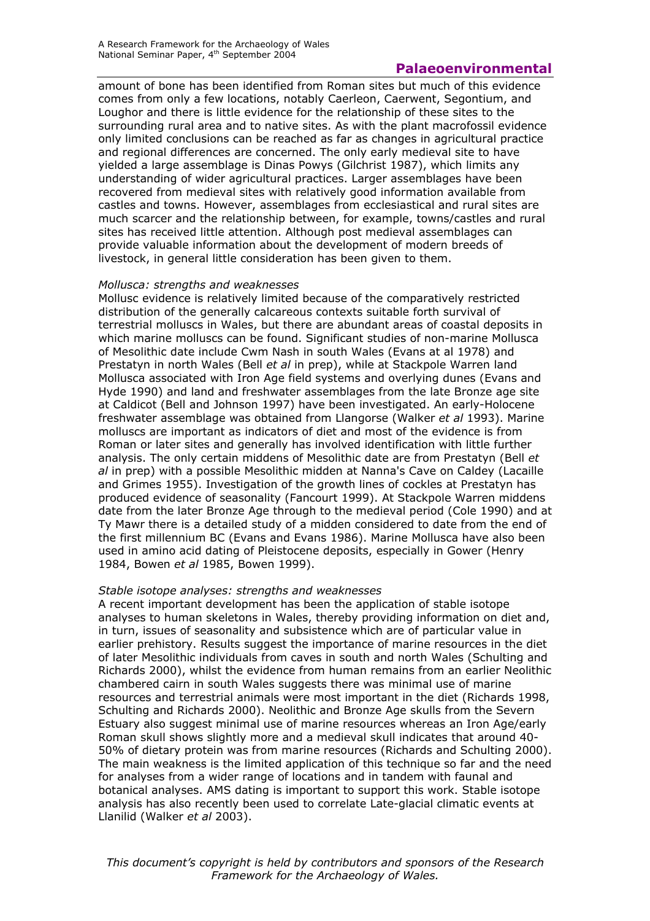amount of bone has been identified from Roman sites but much of this evidence comes from only a few locations, notably Caerleon, Caerwent, Segontium, and Loughor and there is little evidence for the relationship of these sites to the surrounding rural area and to native sites. As with the plant macrofossil evidence only limited conclusions can be reached as far as changes in agricultural practice and regional differences are concerned. The only early medieval site to have yielded a large assemblage is Dinas Powys (Gilchrist 1987), which limits any understanding of wider agricultural practices. Larger assemblages have been recovered from medieval sites with relatively good information available from castles and towns. However, assemblages from ecclesiastical and rural sites are much scarcer and the relationship between, for example, towns/castles and rural sites has received little attention. Although post medieval assemblages can provide valuable information about the development of modern breeds of livestock, in general little consideration has been given to them.

*Mollusca: strengths and weaknesses*

Mollusc evidence is relatively limited because of the comparatively restricted distribution of the generally calcareous contexts suitable forth survival of terrestrial molluscs in Wales, but there are abundant areas of coastal deposits in which marine molluscs can be found. Significant studies of non-marine Mollusca of Mesolithic date include Cwm Nash in south Wales (Evans at al 1978) and Prestatyn in north Wales (Bell *et al* in prep), while at Stackpole Warren land Mollusca associated with Iron Age field systems and overlying dunes (Evans and Hyde 1990) and land and freshwater assemblages from the late Bronze age site at Caldicot (Bell and Johnson 1997) have been investigated. An early-Holocene freshwater assemblage was obtained from Llangorse (Walker *et al* 1993). Marine molluscs are important as indicators of diet and most of the evidence is from Roman or later sites and generally has involved identification with little further analysis. The only certain middens of Mesolithic date are from Prestatyn (Bell *et al* in prep) with a possible Mesolithic midden at Nanna's Cave on Caldey (Lacaille and Grimes 1955). Investigation of the growth lines of cockles at Prestatyn has produced evidence of seasonality (Fancourt 1999). At Stackpole Warren middens date from the later Bronze Age through to the medieval period (Cole 1990) and at Ty Mawr there is a detailed study of a midden considered to date from the end of the first millennium BC (Evans and Evans 1986). Marine Mollusca have also been used in amino acid dating of Pleistocene deposits, especially in Gower (Henry 1984, Bowen *et al* 1985, Bowen 1999).

*Stable isotope analyses: strengths and weaknesses*

A recent important development has been the application of stable isotope analyses to human skeletons in Wales, thereby providing information on diet and, in turn, issues of seasonality and subsistence which are of particular value in earlier prehistory. Results suggest the importance of marine resources in the diet of later Mesolithic individuals from caves in south and north Wales (Schulting and Richards 2000), whilst the evidence from human remains from an earlier Neolithic chambered cairn in south Wales suggests there was minimal use of marine resources and terrestrial animals were most important in the diet (Richards 1998, Schulting and Richards 2000). Neolithic and Bronze Age skulls from the Severn Estuary also suggest minimal use of marine resources whereas an Iron Age/early Roman skull shows slightly more and a medieval skull indicates that around 40-50% of dietary protein was from marine resources (Richards and Schulting 2000). The main weakness is the limited application of this technique so far and the need for analyses from a wider range of locations and in tandem with faunal and botanical analyses. AMS dating is important to support this work. Stable isotope analysis has also recently been used to correlate Late-glacial climatic events at Llanilid (Walker *et al* 2003).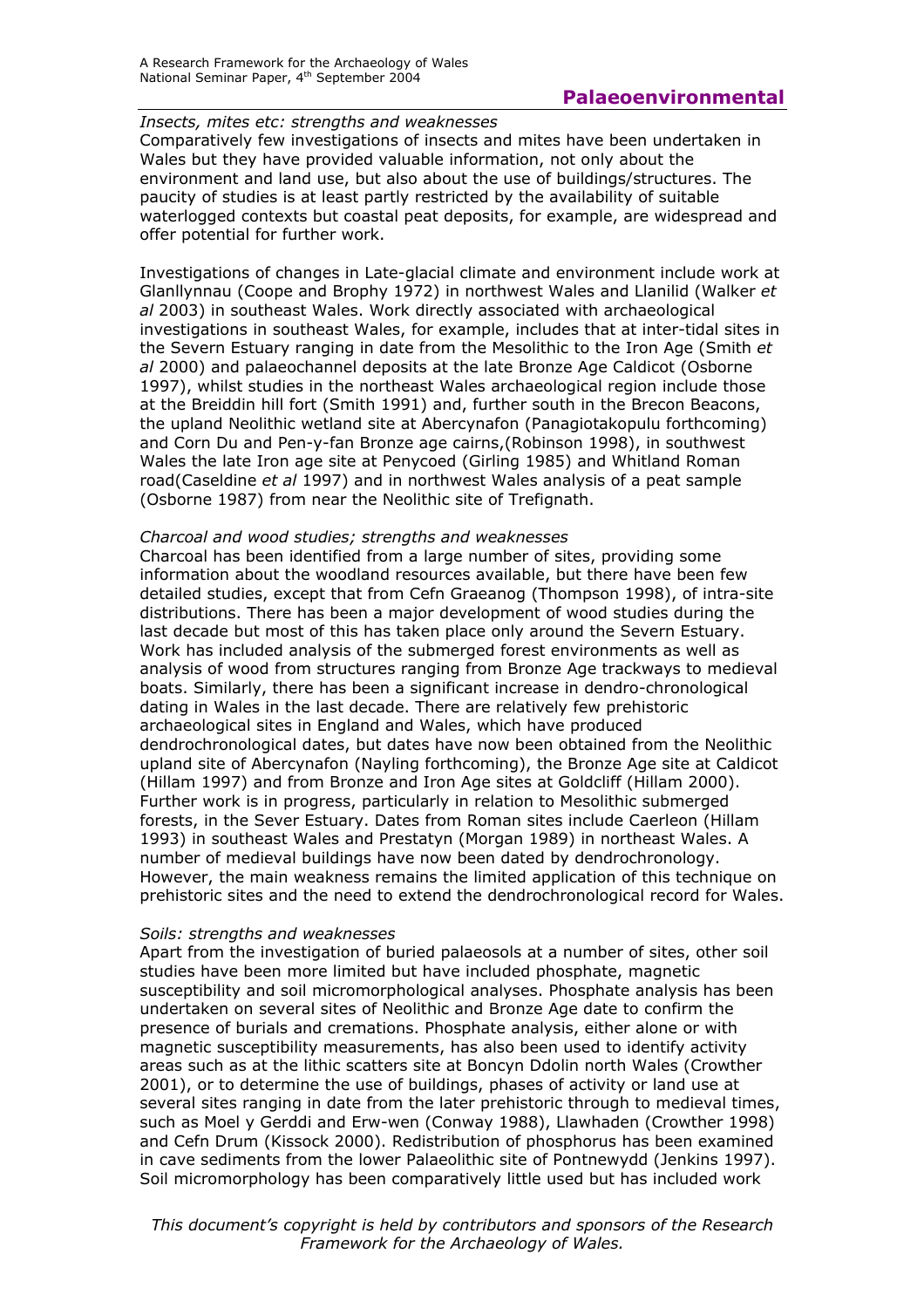*Insects, mites etc: strengths and weaknesses*
Comparatively few investigations of insects and mites have been undertaken in Wales but they have provided valuable information, not only about the environment and land use, but also about the use of buildings/structures. The paucity of studies is at least partly restricted by the availability of suitable waterlogged contexts but coastal peat deposits, for example, are widespread and offer potential for further work.

Investigations of changes in Late-glacial climate and environment include work at Glanllynnau (Coope and Brophy 1972) in northwest Wales and Llanilid (Walker *et al* 2003) in southeast Wales. Work directly associated with archaeological investigations in southeast Wales, for example, includes that at inter-tidal sites in the Severn Estuary ranging in date from the Mesolithic to the Iron Age (Smith *et al* 2000) and palaeochannel deposits at the late Bronze Age Caldicot (Osborne 1997), whilst studies in the northeast Wales archaeological region include those at the Breiddin hill fort (Smith 1991) and, further south in the Brecon Beacons, the upland Neolithic wetland site at Abercynafon (Panagiotakopulu forthcoming) and Corn Du and Pen-y-fan Bronze age cairns,(Robinson 1998), in southwest Wales the late Iron age site at Penycoed (Girling 1985) and Whitland Roman road(Caseldine *et al* 1997) and in northwest Wales analysis of a peat sample (Osborne 1987) from near the Neolithic site of Trefignath.

*Charcoal and wood studies; strengths and weaknesses*
Charcoal has been identified from a large number of sites, providing some information about the woodland resources available, but there have been few detailed studies, except that from Cefn Graeanog (Thompson 1998), of intra-site distributions. There has been a major development of wood studies during the last decade but most of this has taken place only around the Severn Estuary. Work has included analysis of the submerged forest environments as well as analysis of wood from structures ranging from Bronze Age trackways to medieval boats. Similarly, there has been a significant increase in dendro-chronological dating in Wales in the last decade. There are relatively few prehistoric archaeological sites in England and Wales, which have produced dendrochronological dates, but dates have now been obtained from the Neolithic upland site of Abercynafon (Nayling forthcoming), the Bronze Age site at Caldicot (Hillam 1997) and from Bronze and Iron Age sites at Goldcliff (Hillam 2000). Further work is in progress, particularly in relation to Mesolithic submerged forests, in the Sever Estuary. Dates from Roman sites include Caerleon (Hillam 1993) in southeast Wales and Prestatyn (Morgan 1989) in northeast Wales. A number of medieval buildings have now been dated by dendrochronology. However, the main weakness remains the limited application of this technique on prehistoric sites and the need to extend the dendrochronological record for Wales.

*Soils: strengths and weaknesses*
Apart from the investigation of buried palaeosols at a number of sites, other soil studies have been more limited but have included phosphate, magnetic susceptibility and soil micromorphological analyses. Phosphate analysis has been undertaken on several sites of Neolithic and Bronze Age date to confirm the presence of burials and cremations. Phosphate analysis, either alone or with magnetic susceptibility measurements, has also been used to identify activity areas such as at the lithic scatters site at Boncyn Ddolin north Wales (Crowther 2001), or to determine the use of buildings, phases of activity or land use at several sites ranging in date from the later prehistoric through to medieval times, such as Moel y Gerddi and Erw-wen (Conway 1988), Llawhaden (Crowther 1998) and Cefn Drum (Kissock 2000). Redistribution of phosphorus has been examined in cave sediments from the lower Palaeolithic site of Pontnewydd (Jenkins 1997). Soil micromorphology has been comparatively little used but has included work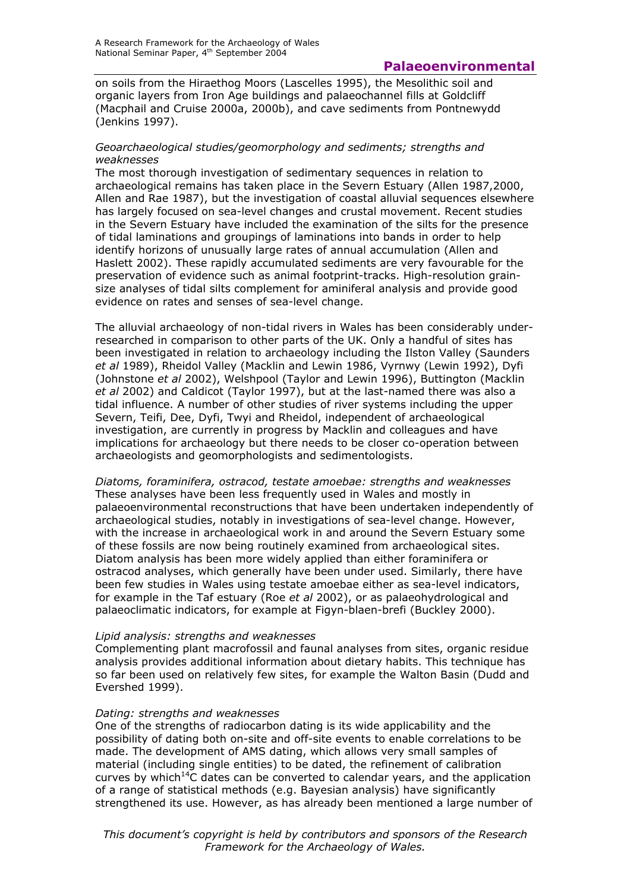on soils from the Hiraethog Moors (Lascelles 1995), the Mesolithic soil and organic layers from Iron Age buildings and palaeochannel fills at Goldcliff (Macphail and Cruise 2000a, 2000b), and cave sediments from Pontnewydd (Jenkins 1997).

*Geoarchaeological studies/geomorphology and sediments; strengths and weaknesses*

The most thorough investigation of sedimentary sequences in relation to archaeological remains has taken place in the Severn Estuary (Allen 1987,2000, Allen and Rae 1987), but the investigation of coastal alluvial sequences elsewhere has largely focused on sea-level changes and crustal movement. Recent studies in the Severn Estuary have included the examination of the silts for the presence of tidal laminations and groupings of laminations into bands in order to help identify horizons of unusually large rates of annual accumulation (Allen and Haslett 2002). These rapidly accumulated sediments are very favourable for the preservation of evidence such as animal footprint-tracks. High-resolution grain-size analyses of tidal silts complement for aminiferal analysis and provide good evidence on rates and senses of sea-level change.

The alluvial archaeology of non-tidal rivers in Wales has been considerably under-researched in comparison to other parts of the UK. Only a handful of sites has been investigated in relation to archaeology including the Ilston Valley (Saunders *et al* 1989), Rheidol Valley (Macklin and Lewin 1986, Vyrnwy (Lewin 1992), Dyfi (Johnstone *et al* 2002), Welshpool (Taylor and Lewin 1996), Buttington (Macklin *et al* 2002) and Caldicot (Taylor 1997), but at the last-named there was also a tidal influence. A number of other studies of river systems including the upper Severn, Teifi, Dee, Dyfi, Twyi and Rheidol, independent of archaeological investigation, are currently in progress by Macklin and colleagues and have implications for archaeology but there needs to be closer co-operation between archaeologists and geomorphologists and sedimentologists.

*Diatoms, foraminifera, ostracod, testate amoebae: strengths and weaknesses*

These analyses have been less frequently used in Wales and mostly in palaeoenvironmental reconstructions that have been undertaken independently of archaeological studies, notably in investigations of sea-level change. However, with the increase in archaeological work in and around the Severn Estuary some of these fossils are now being routinely examined from archaeological sites. Diatom analysis has been more widely applied than either foraminifera or ostracod analyses, which generally have been under used. Similarly, there have been few studies in Wales using testate amoebae either as sea-level indicators, for example in the Taf estuary (Roe *et al* 2002), or as palaeohydrological and palaeoclimatic indicators, for example at Figyn-blaen-brefi (Buckley 2000).

*Lipid analysis: strengths and weaknesses*

Complementing plant macrofossil and faunal analyses from sites, organic residue analysis provides additional information about dietary habits. This technique has so far been used on relatively few sites, for example the Walton Basin (Dudd and Evershed 1999).

*Dating: strengths and weaknesses*

One of the strengths of radiocarbon dating is its wide applicability and the possibility of dating both on-site and off-site events to enable correlations to be made. The development of AMS dating, which allows very small samples of material (including single entities) to be dated, the refinement of calibration curves by which $^{14}$C dates can be converted to calendar years, and the application of a range of statistical methods (e.g. Bayesian analysis) have significantly strengthened its use. However, as has already been mentioned a large number of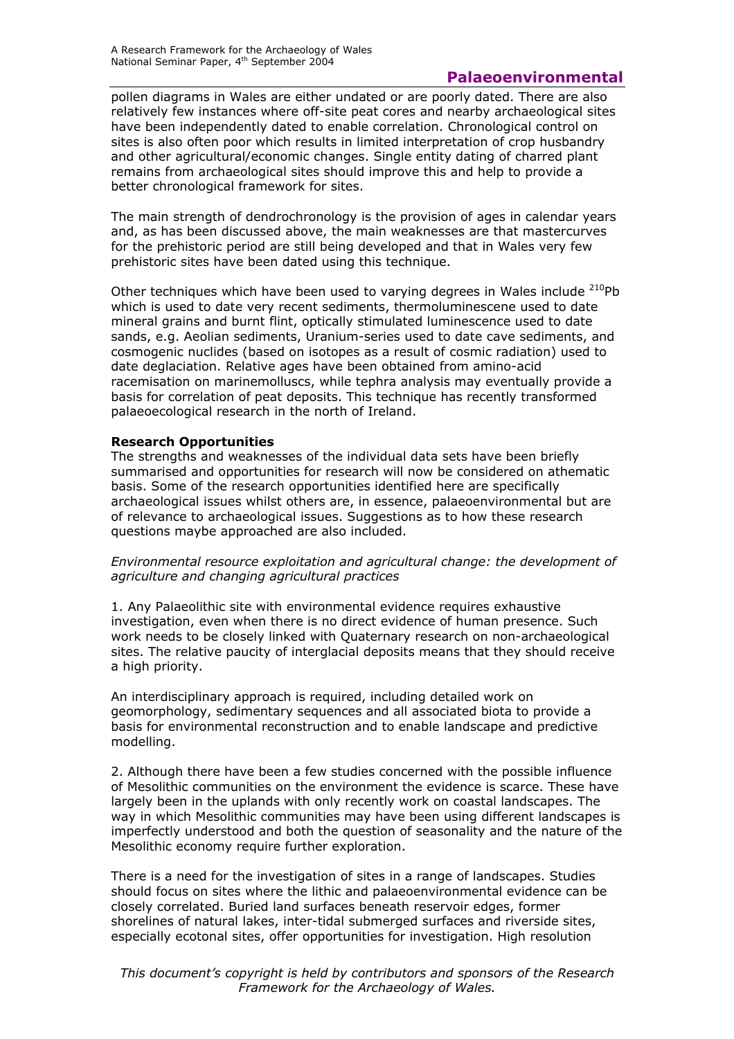pollen diagrams in Wales are either undated or are poorly dated. There are also relatively few instances where off-site peat cores and nearby archaeological sites have been independently dated to enable correlation. Chronological control on sites is also often poor which results in limited interpretation of crop husbandry and other agricultural/economic changes. Single entity dating of charred plant remains from archaeological sites should improve this and help to provide a better chronological framework for sites.

The main strength of dendrochronology is the provision of ages in calendar years and, as has been discussed above, the main weaknesses are that mastercurves for the prehistoric period are still being developed and that in Wales very few prehistoric sites have been dated using this technique.

Other techniques which have been used to varying degrees in Wales include $^{210}$Pb which is used to date very recent sediments, thermoluminescene used to date mineral grains and burnt flint, optically stimulated luminescence used to date sands, e.g. Aeolian sediments, Uranium-series used to date cave sediments, and cosmogenic nuclides (based on isotopes as a result of cosmic radiation) used to date deglaciation. Relative ages have been obtained from amino-acid racemisation on marinemolluscs, while tephra analysis may eventually provide a basis for correlation of peat deposits. This technique has recently transformed palaeoecological research in the north of Ireland.

**Research Opportunities**

The strengths and weaknesses of the individual data sets have been briefly summarised and opportunities for research will now be considered on athematic basis. Some of the research opportunities identified here are specifically archaeological issues whilst others are, in essence, palaeoenvironmental but are of relevance to archaeological issues. Suggestions as to how these research questions maybe approached are also included.

*Environmental resource exploitation and agricultural change: the development of agriculture and changing agricultural practices*

1. Any Palaeolithic site with environmental evidence requires exhaustive investigation, even when there is no direct evidence of human presence. Such work needs to be closely linked with Quaternary research on non-archaeological sites. The relative paucity of interglacial deposits means that they should receive a high priority.

An interdisciplinary approach is required, including detailed work on geomorphology, sedimentary sequences and all associated biota to provide a basis for environmental reconstruction and to enable landscape and predictive modelling.

2. Although there have been a few studies concerned with the possible influence of Mesolithic communities on the environment the evidence is scarce. These have largely been in the uplands with only recently work on coastal landscapes. The way in which Mesolithic communities may have been using different landscapes is imperfectly understood and both the question of seasonality and the nature of the Mesolithic economy require further exploration.

There is a need for the investigation of sites in a range of landscapes. Studies should focus on sites where the lithic and palaeoenvironmental evidence can be closely correlated. Buried land surfaces beneath reservoir edges, former shorelines of natural lakes, inter-tidal submerged surfaces and riverside sites, especially ecotonal sites, offer opportunities for investigation. High resolution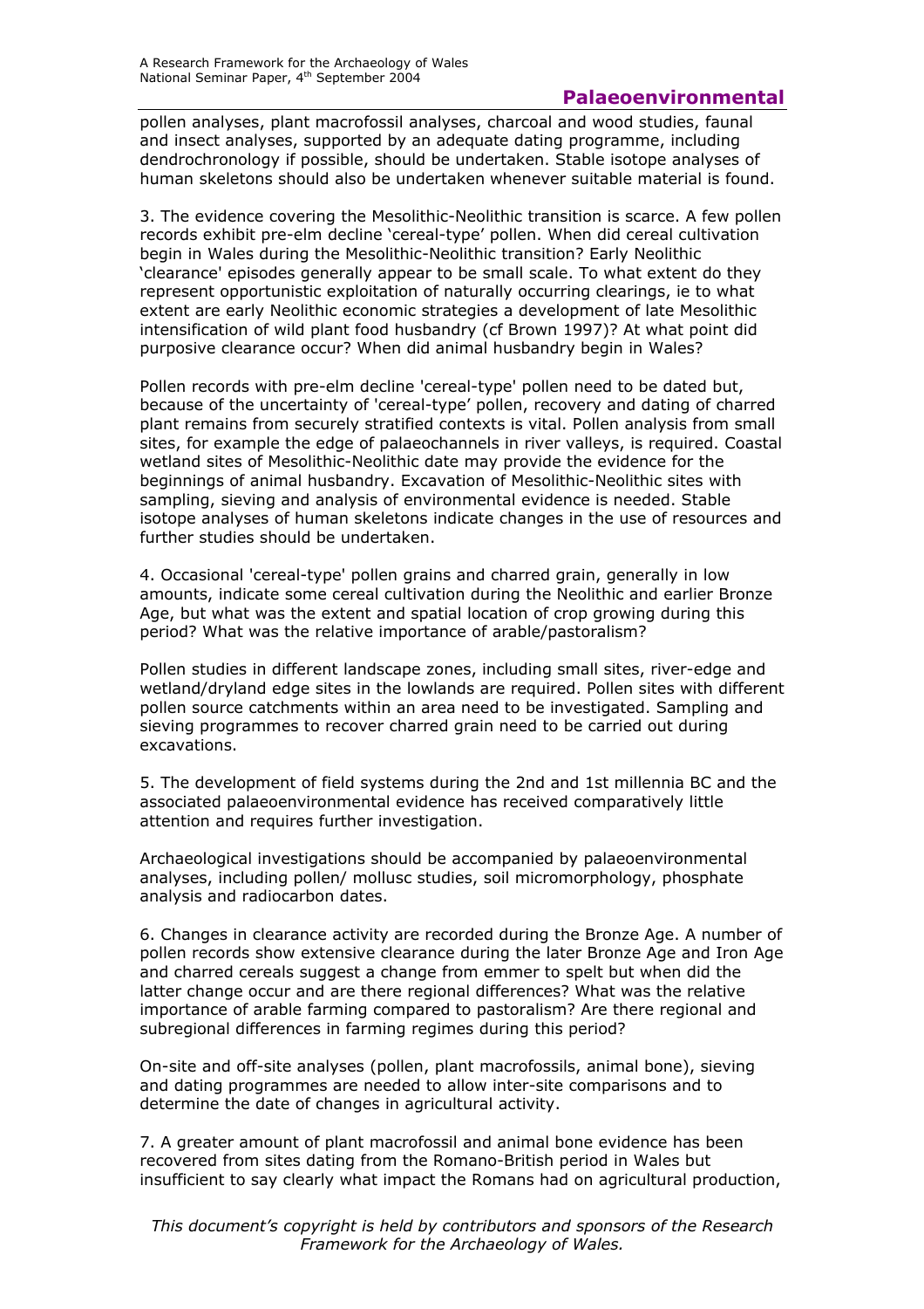pollen analyses, plant macrofossil analyses, charcoal and wood studies, faunal and insect analyses, supported by an adequate dating programme, including dendrochronology if possible, should be undertaken. Stable isotope analyses of human skeletons should also be undertaken whenever suitable material is found.

3. The evidence covering the Mesolithic-Neolithic transition is scarce. A few pollen records exhibit pre-elm decline 'cereal-type' pollen. When did cereal cultivation begin in Wales during the Mesolithic-Neolithic transition? Early Neolithic 'clearance' episodes generally appear to be small scale. To what extent do they represent opportunistic exploitation of naturally occurring clearings, ie to what extent are early Neolithic economic strategies a development of late Mesolithic intensification of wild plant food husbandry (cf Brown 1997)? At what point did purposive clearance occur? When did animal husbandry begin in Wales?

Pollen records with pre-elm decline 'cereal-type' pollen need to be dated but, because of the uncertainty of 'cereal-type' pollen, recovery and dating of charred plant remains from securely stratified contexts is vital. Pollen analysis from small sites, for example the edge of palaeochannels in river valleys, is required. Coastal wetland sites of Mesolithic-Neolithic date may provide the evidence for the beginnings of animal husbandry. Excavation of Mesolithic-Neolithic sites with sampling, sieving and analysis of environmental evidence is needed. Stable isotope analyses of human skeletons indicate changes in the use of resources and further studies should be undertaken.

4. Occasional 'cereal-type' pollen grains and charred grain, generally in low amounts, indicate some cereal cultivation during the Neolithic and earlier Bronze Age, but what was the extent and spatial location of crop growing during this period? What was the relative importance of arable/pastoralism?

Pollen studies in different landscape zones, including small sites, river-edge and wetland/dryland edge sites in the lowlands are required. Pollen sites with different pollen source catchments within an area need to be investigated. Sampling and sieving programmes to recover charred grain need to be carried out during excavations.

5. The development of field systems during the 2nd and 1st millennia BC and the associated palaeoenvironmental evidence has received comparatively little attention and requires further investigation.

Archaeological investigations should be accompanied by palaeoenvironmental analyses, including pollen/ mollusc studies, soil micromorphology, phosphate analysis and radiocarbon dates.

6. Changes in clearance activity are recorded during the Bronze Age. A number of pollen records show extensive clearance during the later Bronze Age and Iron Age and charred cereals suggest a change from emmer to spelt but when did the latter change occur and are there regional differences? What was the relative importance of arable farming compared to pastoralism? Are there regional and subregional differences in farming regimes during this period?

On-site and off-site analyses (pollen, plant macrofossils, animal bone), sieving and dating programmes are needed to allow inter-site comparisons and to determine the date of changes in agricultural activity.

7. A greater amount of plant macrofossil and animal bone evidence has been recovered from sites dating from the Romano-British period in Wales but insufficient to say clearly what impact the Romans had on agricultural production,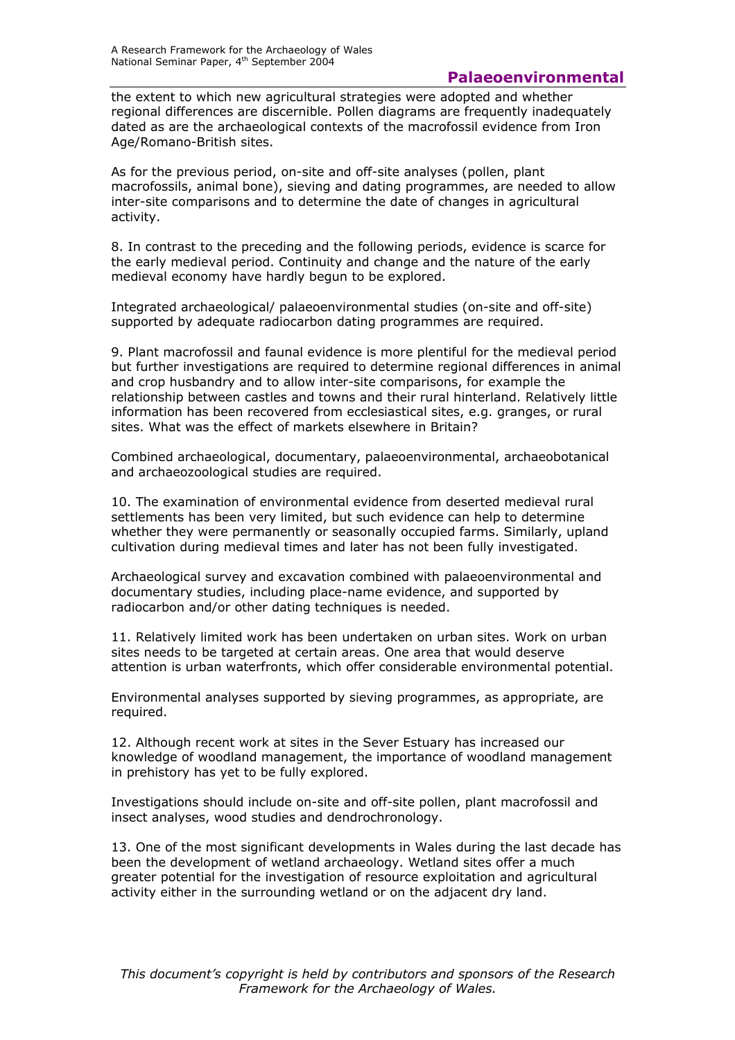the extent to which new agricultural strategies were adopted and whether regional differences are discernible. Pollen diagrams are frequently inadequately dated as are the archaeological contexts of the macrofossil evidence from Iron Age/Romano-British sites.

As for the previous period, on-site and off-site analyses (pollen, plant macrofossils, animal bone), sieving and dating programmes, are needed to allow inter-site comparisons and to determine the date of changes in agricultural activity.

8. In contrast to the preceding and the following periods, evidence is scarce for the early medieval period. Continuity and change and the nature of the early medieval economy have hardly begun to be explored.

Integrated archaeological/ palaeoenvironmental studies (on-site and off-site) supported by adequate radiocarbon dating programmes are required.

9. Plant macrofossil and faunal evidence is more plentiful for the medieval period but further investigations are required to determine regional differences in animal and crop husbandry and to allow inter-site comparisons, for example the relationship between castles and towns and their rural hinterland. Relatively little information has been recovered from ecclesiastical sites, e.g. granges, or rural sites. What was the effect of markets elsewhere in Britain?

Combined archaeological, documentary, palaeoenvironmental, archaeobotanical and archaeozoological studies are required.

10. The examination of environmental evidence from deserted medieval rural settlements has been very limited, but such evidence can help to determine whether they were permanently or seasonally occupied farms. Similarly, upland cultivation during medieval times and later has not been fully investigated.

Archaeological survey and excavation combined with palaeoenvironmental and documentary studies, including place-name evidence, and supported by radiocarbon and/or other dating techniques is needed.

11. Relatively limited work has been undertaken on urban sites. Work on urban sites needs to be targeted at certain areas. One area that would deserve attention is urban waterfronts, which offer considerable environmental potential.

Environmental analyses supported by sieving programmes, as appropriate, are required.

12. Although recent work at sites in the Sever Estuary has increased our knowledge of woodland management, the importance of woodland management in prehistory has yet to be fully explored.

Investigations should include on-site and off-site pollen, plant macrofossil and insect analyses, wood studies and dendrochronology.

13. One of the most significant developments in Wales during the last decade has been the development of wetland archaeology. Wetland sites offer a much greater potential for the investigation of resource exploitation and agricultural activity either in the surrounding wetland or on the adjacent dry land.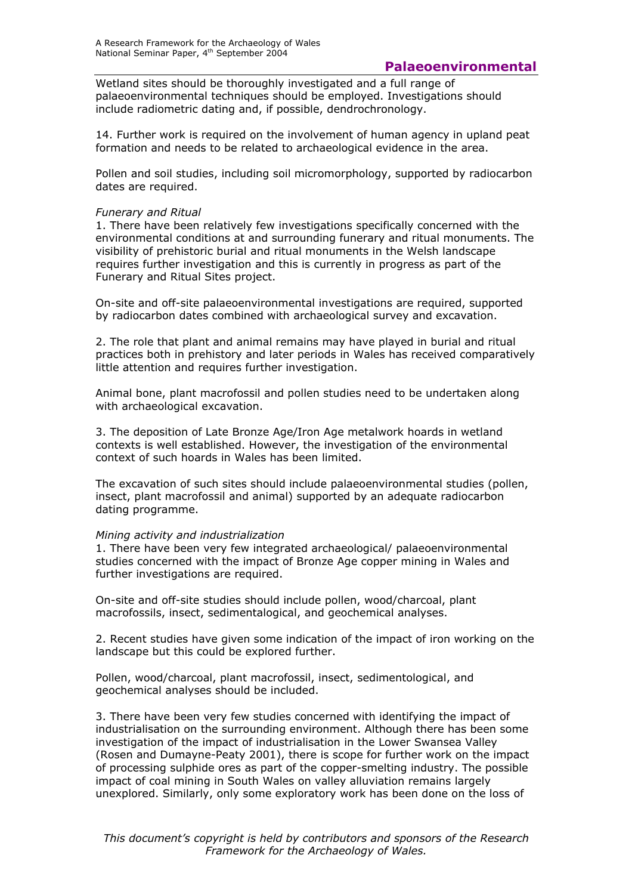Wetland sites should be thoroughly investigated and a full range of palaeoenvironmental techniques should be employed. Investigations should include radiometric dating and, if possible, dendrochronology.

14. Further work is required on the involvement of human agency in upland peat formation and needs to be related to archaeological evidence in the area.

Pollen and soil studies, including soil micromorphology, supported by radiocarbon dates are required.

*Funerary and Ritual*

1. There have been relatively few investigations specifically concerned with the environmental conditions at and surrounding funerary and ritual monuments. The visibility of prehistoric burial and ritual monuments in the Welsh landscape requires further investigation and this is currently in progress as part of the Funerary and Ritual Sites project.

On-site and off-site palaeoenvironmental investigations are required, supported by radiocarbon dates combined with archaeological survey and excavation.

2. The role that plant and animal remains may have played in burial and ritual practices both in prehistory and later periods in Wales has received comparatively little attention and requires further investigation.

Animal bone, plant macrofossil and pollen studies need to be undertaken along with archaeological excavation.

3. The deposition of Late Bronze Age/Iron Age metalwork hoards in wetland contexts is well established. However, the investigation of the environmental context of such hoards in Wales has been limited.

The excavation of such sites should include palaeoenvironmental studies (pollen, insect, plant macrofossil and animal) supported by an adequate radiocarbon dating programme.

*Mining activity and industrialization*

1. There have been very few integrated archaeological/ palaeoenvironmental studies concerned with the impact of Bronze Age copper mining in Wales and further investigations are required.

On-site and off-site studies should include pollen, wood/charcoal, plant macrofossils, insect, sedimentalogical, and geochemical analyses.

2. Recent studies have given some indication of the impact of iron working on the landscape but this could be explored further.

Pollen, wood/charcoal, plant macrofossil, insect, sedimentological, and geochemical analyses should be included.

3. There have been very few studies concerned with identifying the impact of industrialisation on the surrounding environment. Although there has been some investigation of the impact of industrialisation in the Lower Swansea Valley (Rosen and Dumayne-Peaty 2001), there is scope for further work on the impact of processing sulphide ores as part of the copper-smelting industry. The possible impact of coal mining in South Wales on valley alluviation remains largely unexplored. Similarly, only some exploratory work has been done on the loss of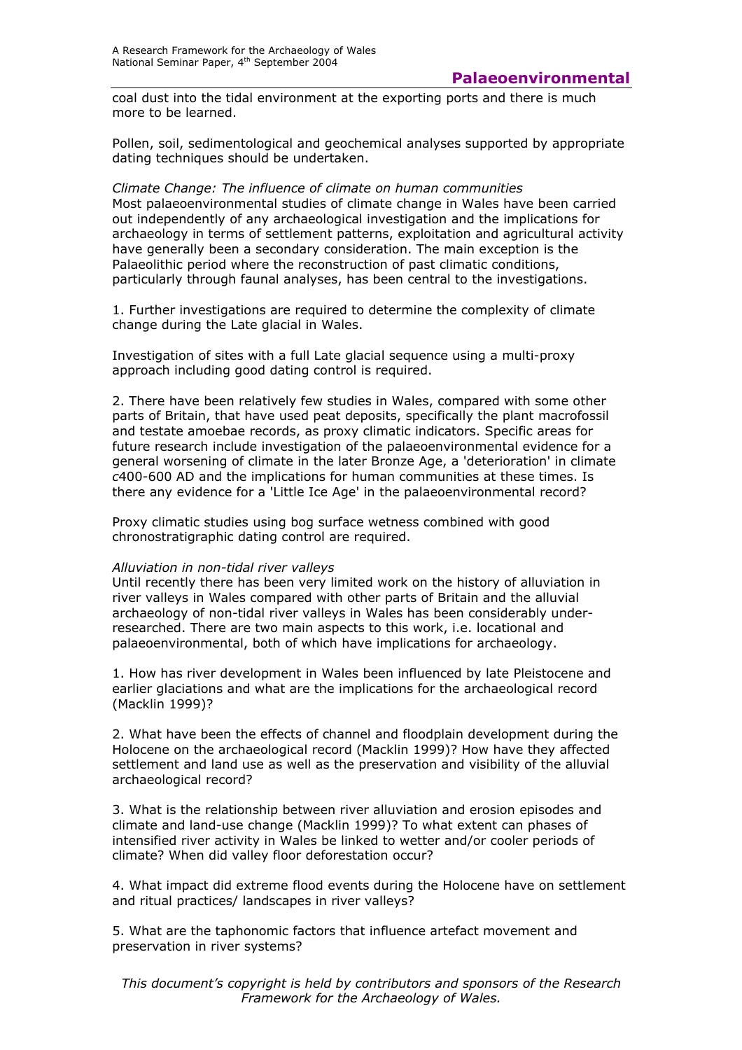coal dust into the tidal environment at the exporting ports and there is much more to be learned.

Pollen, soil, sedimentological and geochemical analyses supported by appropriate dating techniques should be undertaken.

*Climate Change: The influence of climate on human communities*

Most palaeoenvironmental studies of climate change in Wales have been carried out independently of any archaeological investigation and the implications for archaeology in terms of settlement patterns, exploitation and agricultural activity have generally been a secondary consideration. The main exception is the Palaeolithic period where the reconstruction of past climatic conditions, particularly through faunal analyses, has been central to the investigations.

1. Further investigations are required to determine the complexity of climate change during the Late glacial in Wales.

Investigation of sites with a full Late glacial sequence using a multi-proxy approach including good dating control is required.

2. There have been relatively few studies in Wales, compared with some other parts of Britain, that have used peat deposits, specifically the plant macrofossil and testate amoebae records, as proxy climatic indicators. Specific areas for future research include investigation of the palaeoenvironmental evidence for a general worsening of climate in the later Bronze Age, a 'deterioration' in climate *c*400-600 AD and the implications for human communities at these times. Is there any evidence for a 'Little Ice Age' in the palaeoenvironmental record?

Proxy climatic studies using bog surface wetness combined with good chronostratigraphic dating control are required.

*Alluviation in non-tidal river valleys*

Until recently there has been very limited work on the history of alluviation in river valleys in Wales compared with other parts of Britain and the alluvial archaeology of non-tidal river valleys in Wales has been considerably under-researched. There are two main aspects to this work, i.e. locational and palaeoenvironmental, both of which have implications for archaeology.

1. How has river development in Wales been influenced by late Pleistocene and earlier glaciations and what are the implications for the archaeological record (Macklin 1999)?

2. What have been the effects of channel and floodplain development during the Holocene on the archaeological record (Macklin 1999)? How have they affected settlement and land use as well as the preservation and visibility of the alluvial archaeological record?

3. What is the relationship between river alluviation and erosion episodes and climate and land-use change (Macklin 1999)? To what extent can phases of intensified river activity in Wales be linked to wetter and/or cooler periods of climate? When did valley floor deforestation occur?

4. What impact did extreme flood events during the Holocene have on settlement and ritual practices/ landscapes in river valleys?

5. What are the taphonomic factors that influence artefact movement and preservation in river systems?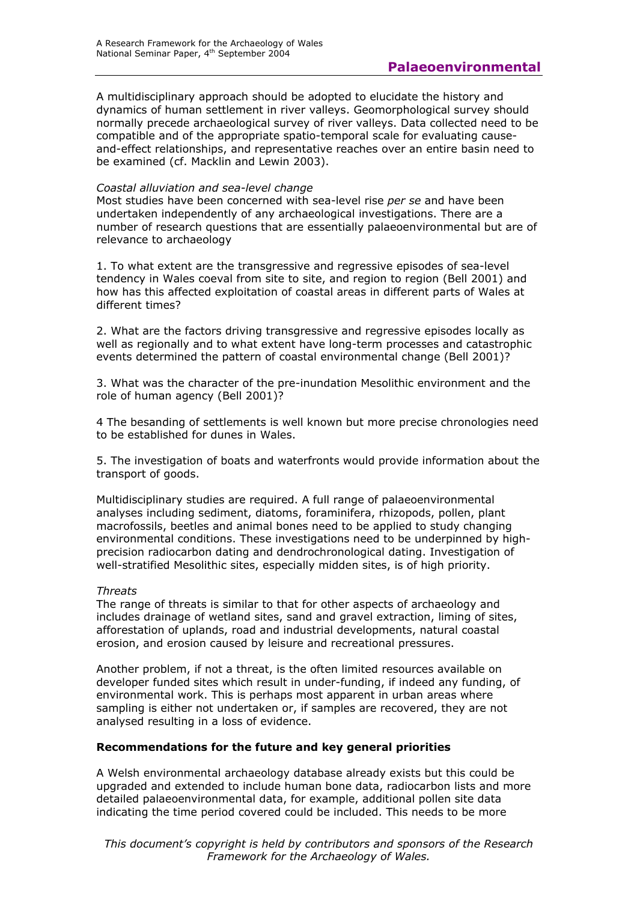A multidisciplinary approach should be adopted to elucidate the history and dynamics of human settlement in river valleys. Geomorphological survey should normally precede archaeological survey of river valleys. Data collected need to be compatible and of the appropriate spatio-temporal scale for evaluating cause-and-effect relationships, and representative reaches over an entire basin need to be examined (cf. Macklin and Lewin 2003).

*Coastal alluviation and sea-level change*

Most studies have been concerned with sea-level rise *per se* and have been undertaken independently of any archaeological investigations. There are a number of research questions that are essentially palaeoenvironmental but are of relevance to archaeology

1. To what extent are the transgressive and regressive episodes of sea-level tendency in Wales coeval from site to site, and region to region (Bell 2001) and how has this affected exploitation of coastal areas in different parts of Wales at different times?

2. What are the factors driving transgressive and regressive episodes locally as well as regionally and to what extent have long-term processes and catastrophic events determined the pattern of coastal environmental change (Bell 2001)?

3. What was the character of the pre-inundation Mesolithic environment and the role of human agency (Bell 2001)?

4 The besanding of settlements is well known but more precise chronologies need to be established for dunes in Wales.

5. The investigation of boats and waterfronts would provide information about the transport of goods.

Multidisciplinary studies are required. A full range of palaeoenvironmental analyses including sediment, diatoms, foraminifera, rhizopods, pollen, plant macrofossils, beetles and animal bones need to be applied to study changing environmental conditions. These investigations need to be underpinned by high-precision radiocarbon dating and dendrochronological dating. Investigation of well-stratified Mesolithic sites, especially midden sites, is of high priority.

*Threats*

The range of threats is similar to that for other aspects of archaeology and includes drainage of wetland sites, sand and gravel extraction, liming of sites, afforestation of uplands, road and industrial developments, natural coastal erosion, and erosion caused by leisure and recreational pressures.

Another problem, if not a threat, is the often limited resources available on developer funded sites which result in under-funding, if indeed any funding, of environmental work. This is perhaps most apparent in urban areas where sampling is either not undertaken or, if samples are recovered, they are not analysed resulting in a loss of evidence.

**Recommendations for the future and key general priorities**

A Welsh environmental archaeology database already exists but this could be upgraded and extended to include human bone data, radiocarbon lists and more detailed palaeoenvironmental data, for example, additional pollen site data indicating the time period covered could be included. This needs to be more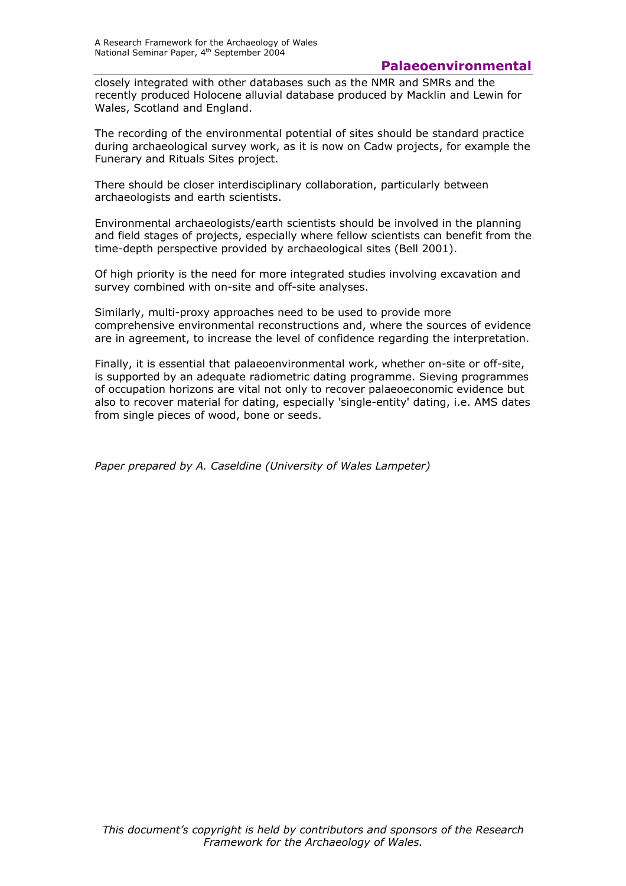closely integrated with other databases such as the NMR and SMRs and the recently produced Holocene alluvial database produced by Macklin and Lewin for Wales, Scotland and England.

The recording of the environmental potential of sites should be standard practice during archaeological survey work, as it is now on Cadw projects, for example the Funerary and Rituals Sites project.

There should be closer interdisciplinary collaboration, particularly between archaeologists and earth scientists.

Environmental archaeologists/earth scientists should be involved in the planning and field stages of projects, especially where fellow scientists can benefit from the time-depth perspective provided by archaeological sites (Bell 2001).

Of high priority is the need for more integrated studies involving excavation and survey combined with on-site and off-site analyses.

Similarly, multi-proxy approaches need to be used to provide more comprehensive environmental reconstructions and, where the sources of evidence are in agreement, to increase the level of confidence regarding the interpretation.

Finally, it is essential that palaeoenvironmental work, whether on-site or off-site, is supported by an adequate radiometric dating programme. Sieving programmes of occupation horizons are vital not only to recover palaeoeconomic evidence but also to recover material for dating, especially 'single-entity' dating, i.e. AMS dates from single pieces of wood, bone or seeds.

*Paper prepared by A. Caseldine (University of Wales Lampeter)*